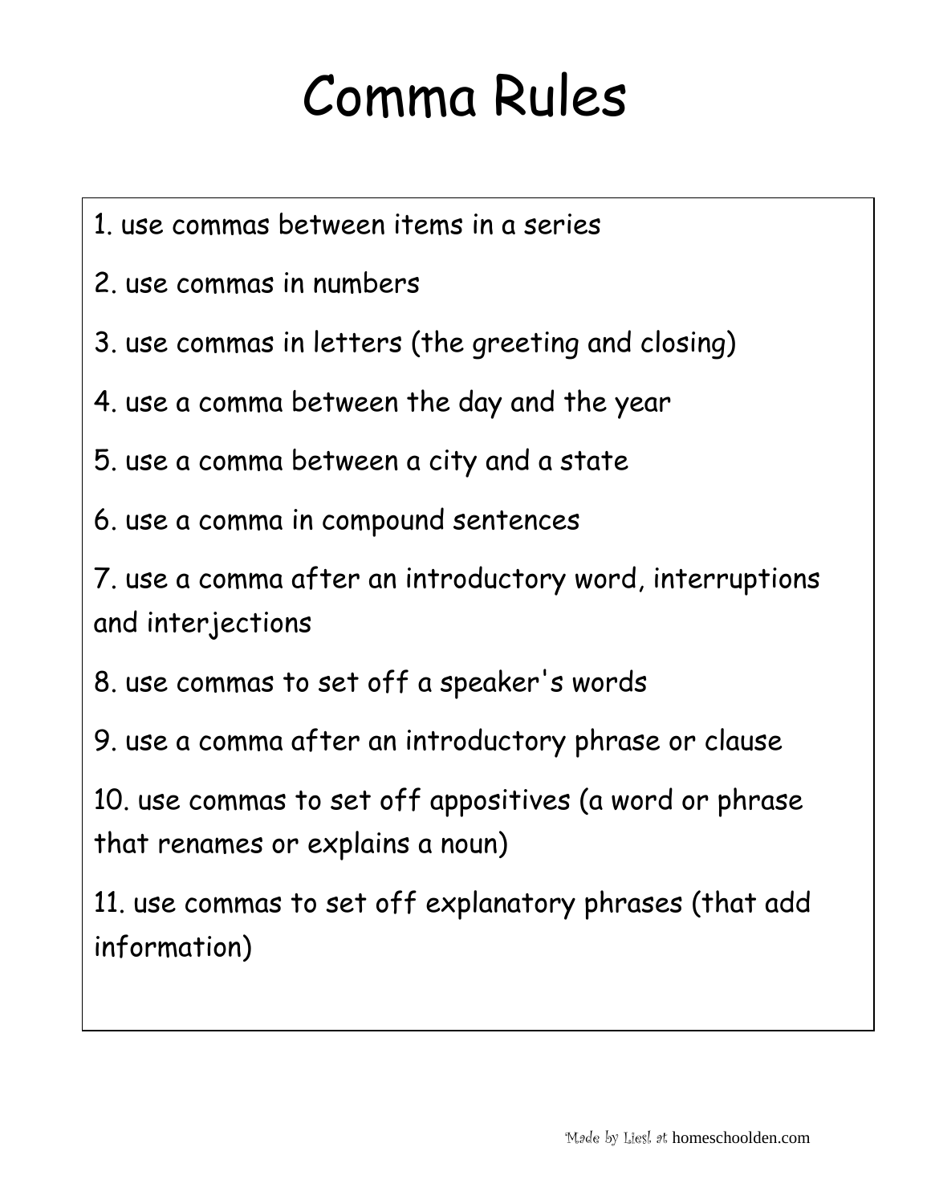# Comma Rules

1. use commas between items in a series
2. use commas in numbers
3. use commas in letters (the greeting and closing)
4. use a comma between the day and the year
5. use a comma between a city and a state
6. use a comma in compound sentences
7. use a comma after an introductory word, interruptions and interjections
8. use commas to set off a speaker's words
9. use a comma after an introductory phrase or clause
10. use commas to set off appositives (a word or phrase that renames or explains a noun)
11. use commas to set off explanatory phrases (that add information)

Made by Liesl at homeschoolden.com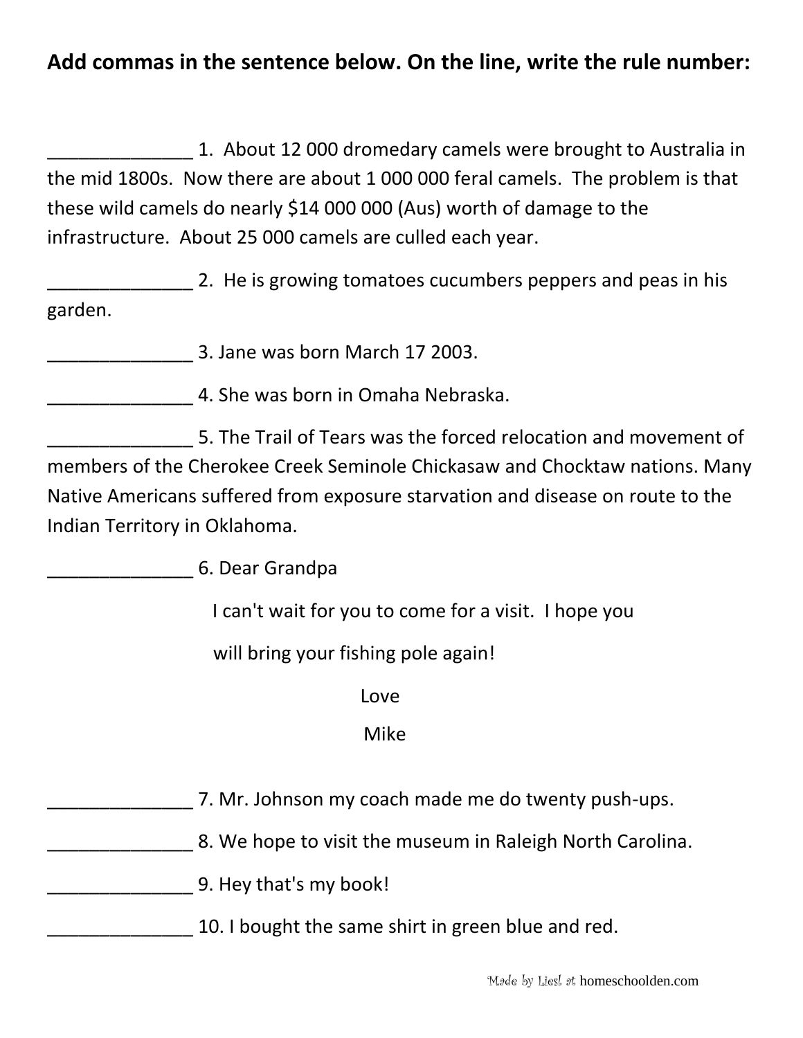**Add commas in the sentence below. On the line, write the rule number:**

______________ 1. About 12 000 dromedary camels were brought to Australia in the mid 1800s. Now there are about 1 000 000 feral camels. The problem is that these wild camels do nearly $14 000 000 (Aus) worth of damage to the infrastructure. About 25 000 camels are culled each year.

______________ 2. He is growing tomatoes cucumbers peppers and peas in his garden.

______________ 3. Jane was born March 17 2003.

______________ 4. She was born in Omaha Nebraska.

______________ 5. The Trail of Tears was the forced relocation and movement of members of the Cherokee Creek Seminole Chickasaw and Chocktaw nations. Many Native Americans suffered from exposure starvation and disease on route to the Indian Territory in Oklahoma.

______________ 6. Dear Grandpa

I can't wait for you to come for a visit. I hope you will bring your fishing pole again!

Love

Mike

______________ 7. Mr. Johnson my coach made me do twenty push-ups.

______________ 8. We hope to visit the museum in Raleigh North Carolina.

______________ 9. Hey that's my book!

______________ 10. I bought the same shirt in green blue and red.

Made by Liesl at homeschoolden.com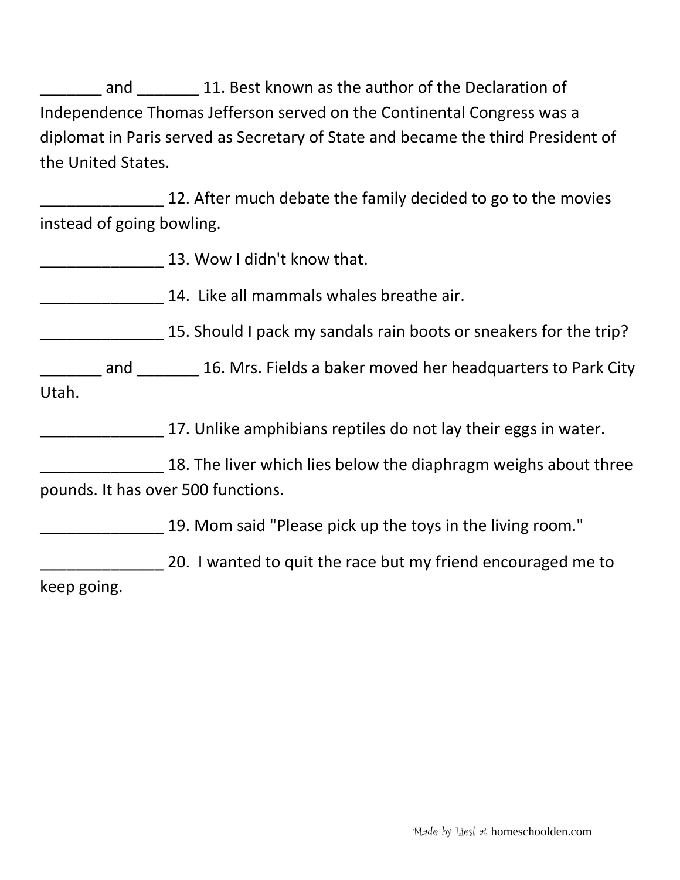_______ and _______ 11. Best known as the author of the Declaration of Independence Thomas Jefferson served on the Continental Congress was a diplomat in Paris served as Secretary of State and became the third President of the United States.

______________ 12. After much debate the family decided to go to the movies instead of going bowling.

______________ 13. Wow I didn't know that.

______________ 14. Like all mammals whales breathe air.

______________ 15. Should I pack my sandals rain boots or sneakers for the trip?

_______ and _______ 16. Mrs. Fields a baker moved her headquarters to Park City Utah.

______________ 17. Unlike amphibians reptiles do not lay their eggs in water.

______________ 18. The liver which lies below the diaphragm weighs about three pounds. It has over 500 functions.

______________ 19. Mom said "Please pick up the toys in the living room."

______________ 20. I wanted to quit the race but my friend encouraged me to keep going.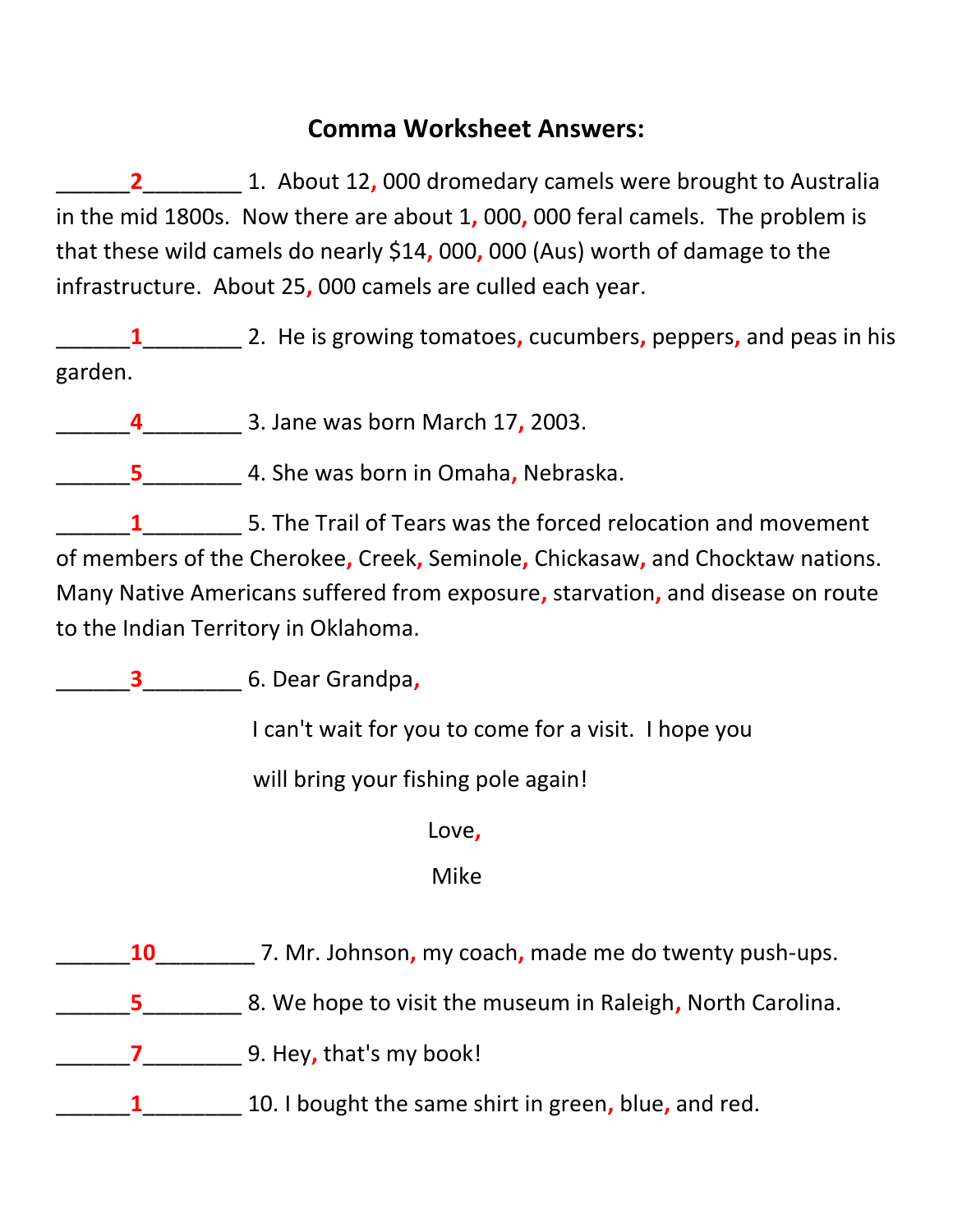# Comma Worksheet Answers:

______**2**________ 1. About 12, 000 dromedary camels were brought to Australia in the mid 1800s. Now there are about 1, 000, 000 feral camels. The problem is that these wild camels do nearly $14, 000, 000 (Aus) worth of damage to the infrastructure. About 25, 000 camels are culled each year.

______**1**________ 2. He is growing tomatoes, cucumbers, peppers, and peas in his garden.

______**4**________ 3. Jane was born March 17, 2003.

______**5**________ 4. She was born in Omaha, Nebraska.

______**1**________ 5. The Trail of Tears was the forced relocation and movement of members of the Cherokee, Creek, Seminole, Chickasaw, and Chocktaw nations. Many Native Americans suffered from exposure, starvation, and disease on route to the Indian Territory in Oklahoma.

______**3**________ 6. Dear Grandpa,

I can't wait for you to come for a visit. I hope you will bring your fishing pole again!

Love,

Mike

______**10**________ 7. Mr. Johnson, my coach, made me do twenty push-ups.

______**5**________ 8. We hope to visit the museum in Raleigh, North Carolina.

______**7**________ 9. Hey, that's my book!

______**1**________ 10. I bought the same shirt in green, blue, and red.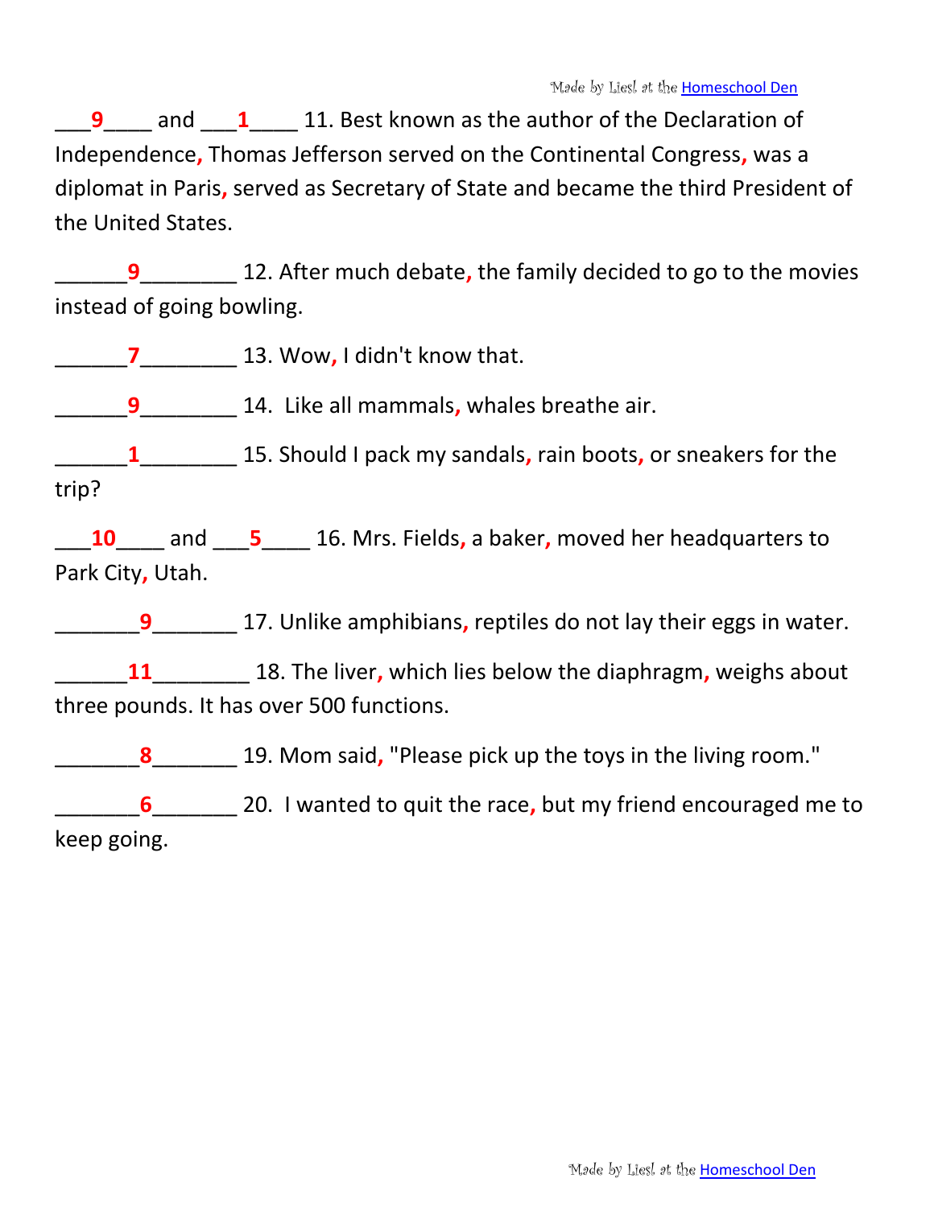\_\_\_**9**\_\_\_\_ and \_\_\_**1**\_\_\_\_ 11. Best known as the author of the Declaration of Independence**,** Thomas Jefferson served on the Continental Congress**,** was a diplomat in Paris**,** served as Secretary of State and became the third President of the United States.

\_\_\_\_\_\_**9**\_\_\_\_\_\_\_\_ 12. After much debate**,** the family decided to go to the movies instead of going bowling.

\_\_\_\_\_\_**7**\_\_\_\_\_\_\_\_ 13. Wow**,** I didn't know that.

\_\_\_\_\_\_**9**\_\_\_\_\_\_\_\_ 14. Like all mammals**,** whales breathe air.

\_\_\_\_\_\_**1**\_\_\_\_\_\_\_\_ 15. Should I pack my sandals**,** rain boots**,** or sneakers for the trip?

\_\_\_**10**\_\_\_\_ and \_\_\_**5**\_\_\_\_ 16. Mrs. Fields**,** a baker**,** moved her headquarters to Park City**,** Utah.

\_\_\_\_\_\_\_**9**\_\_\_\_\_\_\_ 17. Unlike amphibians**,** reptiles do not lay their eggs in water.

\_\_\_\_\_\_**11**\_\_\_\_\_\_\_\_ 18. The liver**,** which lies below the diaphragm**,** weighs about three pounds. It has over 500 functions.

\_\_\_\_\_\_\_**8**\_\_\_\_\_\_\_ 19. Mom said**,** "Please pick up the toys in the living room."

\_\_\_\_\_\_\_**6**\_\_\_\_\_\_\_ 20. I wanted to quit the race**,** but my friend encouraged me to keep going.